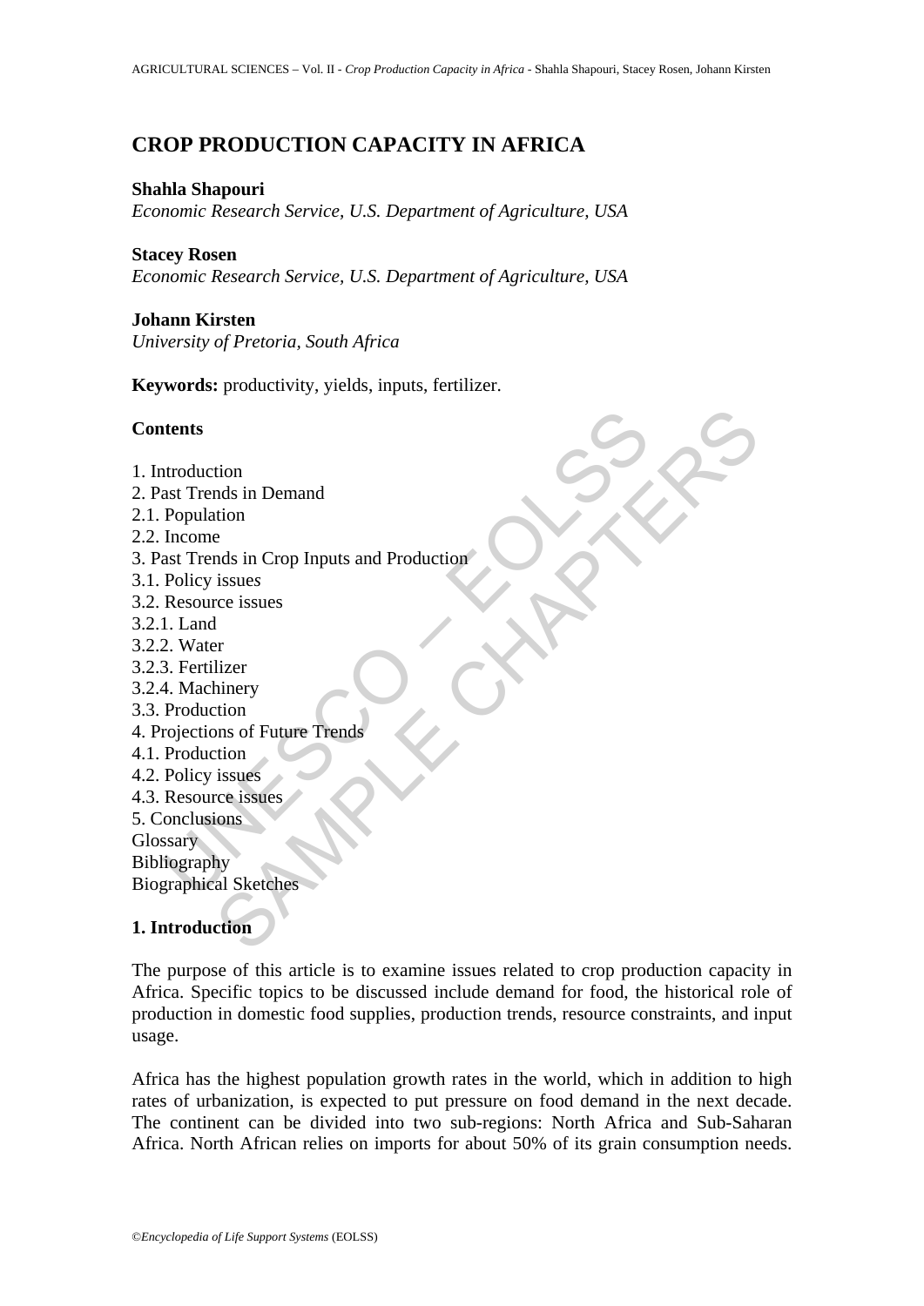# CROP PRODUCTION CAPACITY IN AFRICA

**Shahla Shapouri**
*Economic Research Service, U.S. Department of Agriculture, USA*

**Stacey Rosen**
*Economic Research Service, U.S. Department of Agriculture, USA*

**Johann Kirsten**
*University of Pretoria, South Africa*

**Keywords:** productivity, yields, inputs, fertilizer.

## Contents

1. Introduction
2. Past Trends in Demand
2.1. Population
2.2. Income
3. Past Trends in Crop Inputs and Production
3.1. Policy issue*s*
3.2. Resource issues
3.2.1. Land
3.2.2. Water
3.2.3. Fertilizer
3.2.4. Machinery
3.3. Production
4. Projections of Future Trends
4.1. Production
4.2. Policy issues
4.3. Resource issues
5. Conclusions
Glossary
Bibliography
Biographical Sketches

## 1. Introduction

The purpose of this article is to examine issues related to crop production capacity in Africa. Specific topics to be discussed include demand for food, the historical role of production in domestic food supplies, production trends, resource constraints, and input usage.

Africa has the highest population growth rates in the world, which in addition to high rates of urbanization, is expected to put pressure on food demand in the next decade. The continent can be divided into two sub-regions: North Africa and Sub-Saharan Africa. North African relies on imports for about 50% of its grain consumption needs.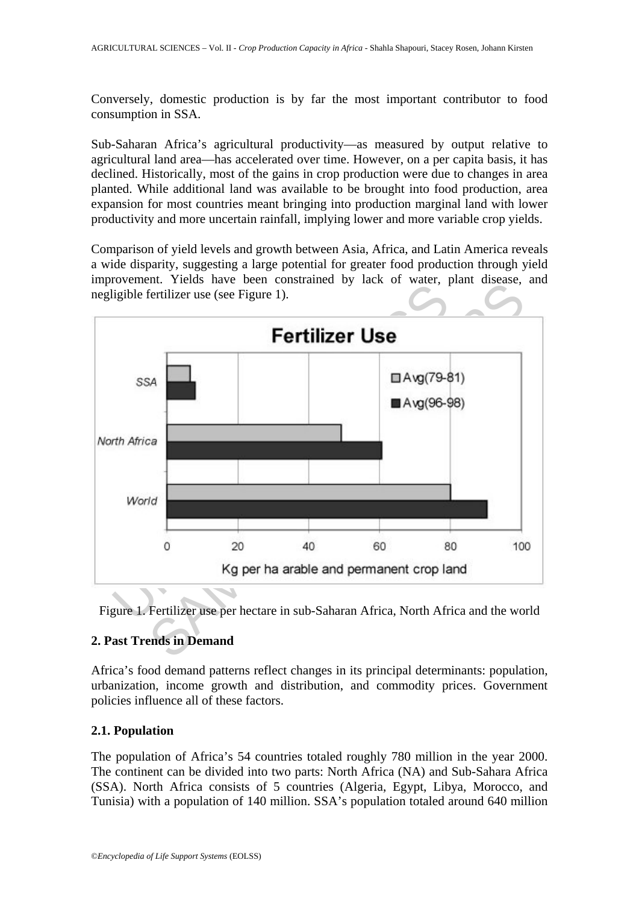Conversely, domestic production is by far the most important contributor to food consumption in SSA.

Sub-Saharan Africa's agricultural productivity—as measured by output relative to agricultural land area—has accelerated over time. However, on a per capita basis, it has declined. Historically, most of the gains in crop production were due to changes in area planted. While additional land was available to be brought into food production, area expansion for most countries meant bringing into production marginal land with lower productivity and more uncertain rainfall, implying lower and more variable crop yields.

Comparison of yield levels and growth between Asia, Africa, and Latin America reveals a wide disparity, suggesting a large potential for greater food production through yield improvement. Yields have been constrained by lack of water, plant disease, and negligible fertilizer use (see Figure 1).

Figure 1. Fertilizer use per hectare in sub-Saharan Africa, North Africa and the world

## 2. Past Trends in Demand

Africa's food demand patterns reflect changes in its principal determinants: population, urbanization, income growth and distribution, and commodity prices. Government policies influence all of these factors.

### 2.1. Population

The population of Africa's 54 countries totaled roughly 780 million in the year 2000. The continent can be divided into two parts: North Africa (NA) and Sub-Sahara Africa (SSA). North Africa consists of 5 countries (Algeria, Egypt, Libya, Morocco, and Tunisia) with a population of 140 million. SSA's population totaled around 640 million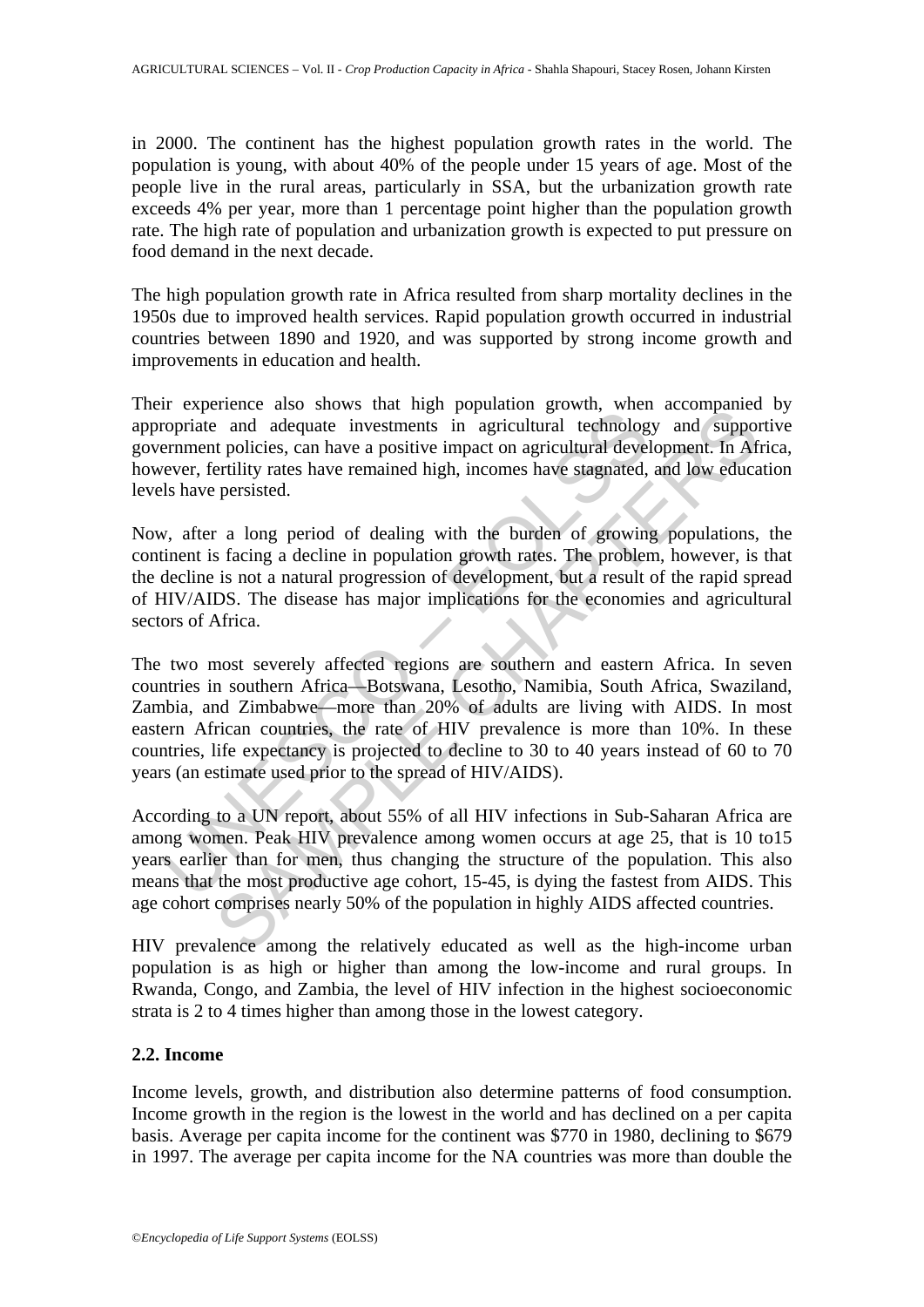in 2000. The continent has the highest population growth rates in the world. The population is young, with about 40% of the people under 15 years of age. Most of the people live in the rural areas, particularly in SSA, but the urbanization growth rate exceeds 4% per year, more than 1 percentage point higher than the population growth rate. The high rate of population and urbanization growth is expected to put pressure on food demand in the next decade.

The high population growth rate in Africa resulted from sharp mortality declines in the 1950s due to improved health services. Rapid population growth occurred in industrial countries between 1890 and 1920, and was supported by strong income growth and improvements in education and health.

Their experience also shows that high population growth, when accompanied by appropriate and adequate investments in agricultural technology and supportive government policies, can have a positive impact on agricultural development. In Africa, however, fertility rates have remained high, incomes have stagnated, and low education levels have persisted.

Now, after a long period of dealing with the burden of growing populations, the continent is facing a decline in population growth rates. The problem, however, is that the decline is not a natural progression of development, but a result of the rapid spread of HIV/AIDS. The disease has major implications for the economies and agricultural sectors of Africa.

The two most severely affected regions are southern and eastern Africa. In seven countries in southern Africa—Botswana, Lesotho, Namibia, South Africa, Swaziland, Zambia, and Zimbabwe—more than 20% of adults are living with AIDS. In most eastern African countries, the rate of HIV prevalence is more than 10%. In these countries, life expectancy is projected to decline to 30 to 40 years instead of 60 to 70 years (an estimate used prior to the spread of HIV/AIDS).

According to a UN report, about 55% of all HIV infections in Sub-Saharan Africa are among women. Peak HIV prevalence among women occurs at age 25, that is 10 to15 years earlier than for men, thus changing the structure of the population. This also means that the most productive age cohort, 15-45, is dying the fastest from AIDS. This age cohort comprises nearly 50% of the population in highly AIDS affected countries.

HIV prevalence among the relatively educated as well as the high-income urban population is as high or higher than among the low-income and rural groups. In Rwanda, Congo, and Zambia, the level of HIV infection in the highest socioeconomic strata is 2 to 4 times higher than among those in the lowest category.

### 2.2. Income

Income levels, growth, and distribution also determine patterns of food consumption. Income growth in the region is the lowest in the world and has declined on a per capita basis. Average per capita income for the continent was $770 in 1980, declining to $679 in 1997. The average per capita income for the NA countries was more than double the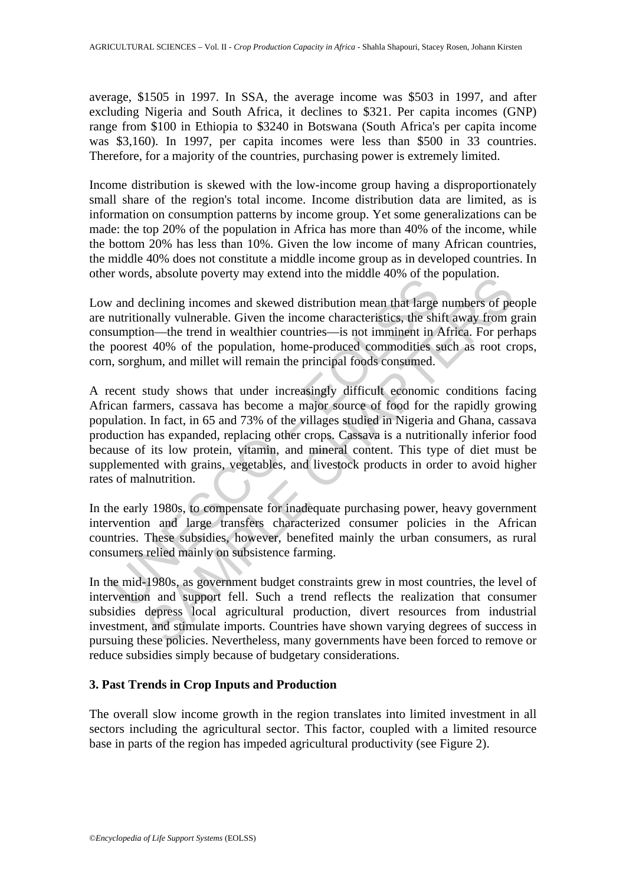average, $1505 in 1997. In SSA, the average income was $503 in 1997, and after excluding Nigeria and South Africa, it declines to $321. Per capita incomes (GNP) range from $100 in Ethiopia to $3240 in Botswana (South Africa's per capita income was $3,160). In 1997, per capita incomes were less than $500 in 33 countries. Therefore, for a majority of the countries, purchasing power is extremely limited.

Income distribution is skewed with the low-income group having a disproportionately small share of the region's total income. Income distribution data are limited, as is information on consumption patterns by income group. Yet some generalizations can be made: the top 20% of the population in Africa has more than 40% of the income, while the bottom 20% has less than 10%. Given the low income of many African countries, the middle 40% does not constitute a middle income group as in developed countries. In other words, absolute poverty may extend into the middle 40% of the population.

Low and declining incomes and skewed distribution mean that large numbers of people are nutritionally vulnerable. Given the income characteristics, the shift away from grain consumption—the trend in wealthier countries—is not imminent in Africa. For perhaps the poorest 40% of the population, home-produced commodities such as root crops, corn, sorghum, and millet will remain the principal foods consumed.

A recent study shows that under increasingly difficult economic conditions facing African farmers, cassava has become a major source of food for the rapidly growing population. In fact, in 65 and 73% of the villages studied in Nigeria and Ghana, cassava production has expanded, replacing other crops. Cassava is a nutritionally inferior food because of its low protein, vitamin, and mineral content. This type of diet must be supplemented with grains, vegetables, and livestock products in order to avoid higher rates of malnutrition.

In the early 1980s, to compensate for inadequate purchasing power, heavy government intervention and large transfers characterized consumer policies in the African countries. These subsidies, however, benefited mainly the urban consumers, as rural consumers relied mainly on subsistence farming.

In the mid-1980s, as government budget constraints grew in most countries, the level of intervention and support fell. Such a trend reflects the realization that consumer subsidies depress local agricultural production, divert resources from industrial investment, and stimulate imports. Countries have shown varying degrees of success in pursuing these policies. Nevertheless, many governments have been forced to remove or reduce subsidies simply because of budgetary considerations.

### 3. Past Trends in Crop Inputs and Production

The overall slow income growth in the region translates into limited investment in all sectors including the agricultural sector. This factor, coupled with a limited resource base in parts of the region has impeded agricultural productivity (see Figure 2).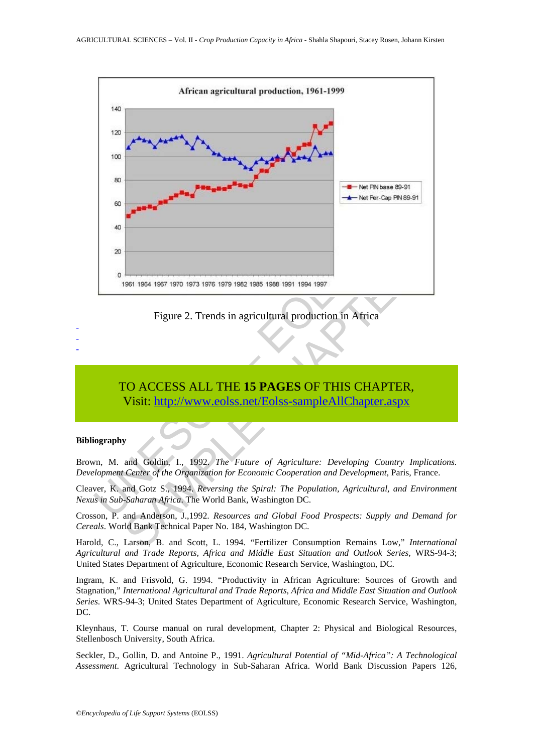Figure 2. Trends in agricultural production in Africa

-
-
-

TO ACCESS ALL THE **15 PAGES** OF THIS CHAPTER,
Visit: [http://www.eolss.net/Eolss-sampleAllChapter.aspx](http://www.eolss.net/Eolss-sampleAllChapter.aspx)

**Bibliography**

Brown, M. and Goldin, I., 1992. *The Future of Agriculture: Developing Country Implications. Development Center of the Organization for Economic Cooperation and Development*, Paris, France.

Cleaver, K. and Gotz S., 1994. *Reversing the Spiral: The Population, Agricultural, and Environment Nexus in Sub-Saharan Africa*. The World Bank, Washington DC.

Crosson, P. and Anderson, J.,1992. *Resources and Global Food Prospects: Supply and Demand for Cereals*. World Bank Technical Paper No. 184, Washington DC.

Harold, C., Larson, B. and Scott, L. 1994. "Fertilizer Consumption Remains Low," *International Agricultural and Trade Reports, Africa and Middle East Situation and Outlook Series*, WRS-94-3; United States Department of Agriculture, Economic Research Service, Washington, DC.

Ingram, K. and Frisvold, G. 1994. "Productivity in African Agriculture: Sources of Growth and Stagnation," *International Agricultural and Trade Reports, Africa and Middle East Situation and Outlook Series*. WRS-94-3; United States Department of Agriculture, Economic Research Service, Washington, DC.

Kleynhaus, T. Course manual on rural development, Chapter 2: Physical and Biological Resources, Stellenbosch University, South Africa.

Seckler, D., Gollin, D. and Antoine P., 1991. *Agricultural Potential of "Mid-Africa": A Technological Assessment*. Agricultural Technology in Sub-Saharan Africa. World Bank Discussion Papers 126,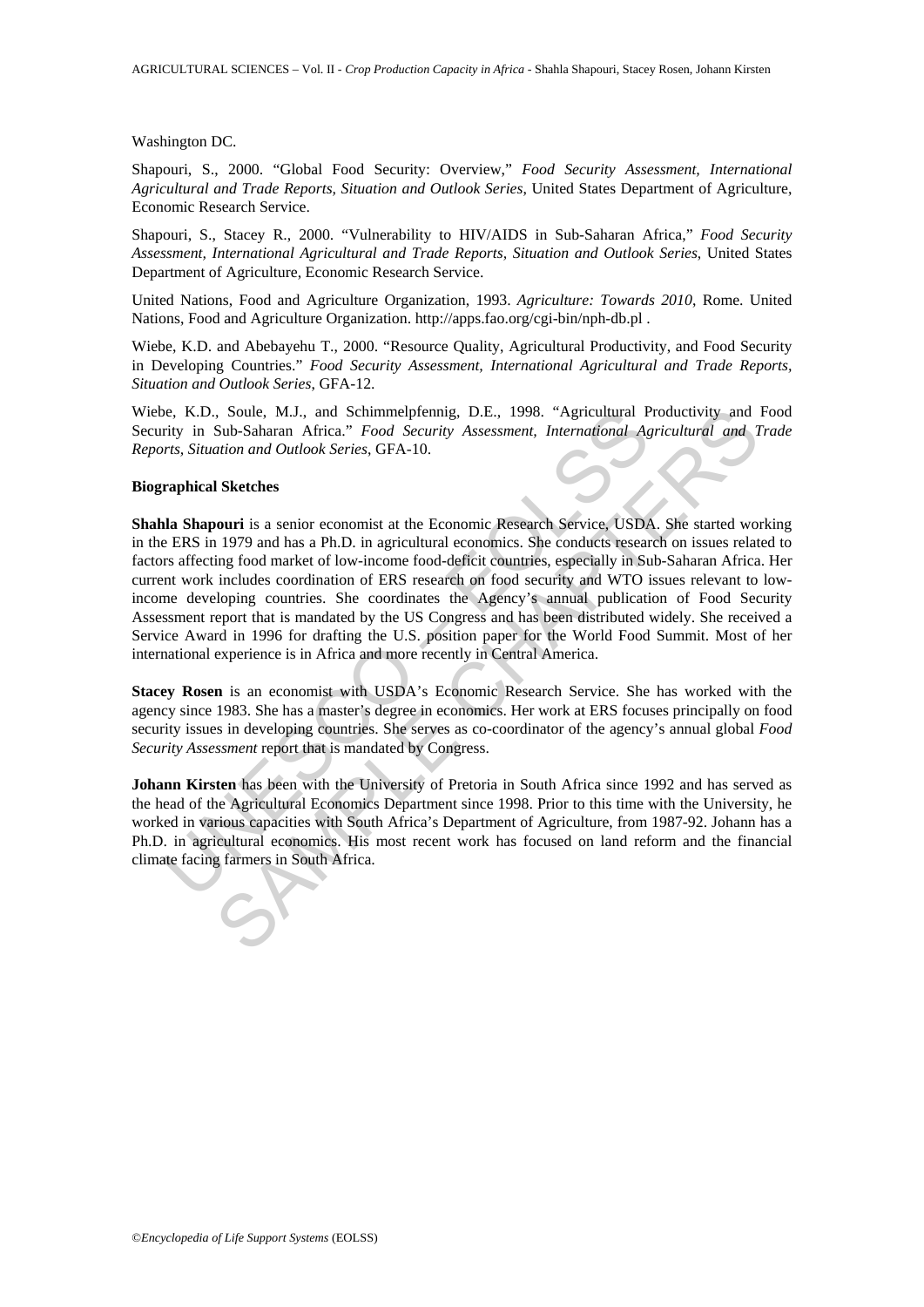Washington DC.

Shapouri, S., 2000. "Global Food Security: Overview," *Food Security Assessment, International Agricultural and Trade Reports, Situation and Outlook Series*, United States Department of Agriculture, Economic Research Service.

Shapouri, S., Stacey R., 2000. "Vulnerability to HIV/AIDS in Sub-Saharan Africa," *Food Security Assessment, International Agricultural and Trade Reports, Situation and Outlook Series*, United States Department of Agriculture, Economic Research Service.

United Nations, Food and Agriculture Organization, 1993. *Agriculture: Towards 2010*, Rome. United Nations, Food and Agriculture Organization. http://apps.fao.org/cgi-bin/nph-db.pl .

Wiebe, K.D. and Abebayehu T., 2000. "Resource Quality, Agricultural Productivity, and Food Security in Developing Countries." *Food Security Assessment, International Agricultural and Trade Reports, Situation and Outlook Series*, GFA-12.

Wiebe, K.D., Soule, M.J., and Schimmelpfennig, D.E., 1998. "Agricultural Productivity and Food Security in Sub-Saharan Africa." *Food Security Assessment, International Agricultural and Trade Reports, Situation and Outlook Series*, GFA-10.

**Biographical Sketches**

**Shahla Shapouri** is a senior economist at the Economic Research Service, USDA. She started working in the ERS in 1979 and has a Ph.D. in agricultural economics. She conducts research on issues related to factors affecting food market of low-income food-deficit countries, especially in Sub-Saharan Africa. Her current work includes coordination of ERS research on food security and WTO issues relevant to low-income developing countries. She coordinates the Agency's annual publication of Food Security Assessment report that is mandated by the US Congress and has been distributed widely. She received a Service Award in 1996 for drafting the U.S. position paper for the World Food Summit. Most of her international experience is in Africa and more recently in Central America.

**Stacey Rosen** is an economist with USDA's Economic Research Service. She has worked with the agency since 1983. She has a master's degree in economics. Her work at ERS focuses principally on food security issues in developing countries. She serves as co-coordinator of the agency's annual global *Food Security Assessment* report that is mandated by Congress.

**Johann Kirsten** has been with the University of Pretoria in South Africa since 1992 and has served as the head of the Agricultural Economics Department since 1998. Prior to this time with the University, he worked in various capacities with South Africa's Department of Agriculture, from 1987-92. Johann has a Ph.D. in agricultural economics. His most recent work has focused on land reform and the financial climate facing farmers in South Africa.